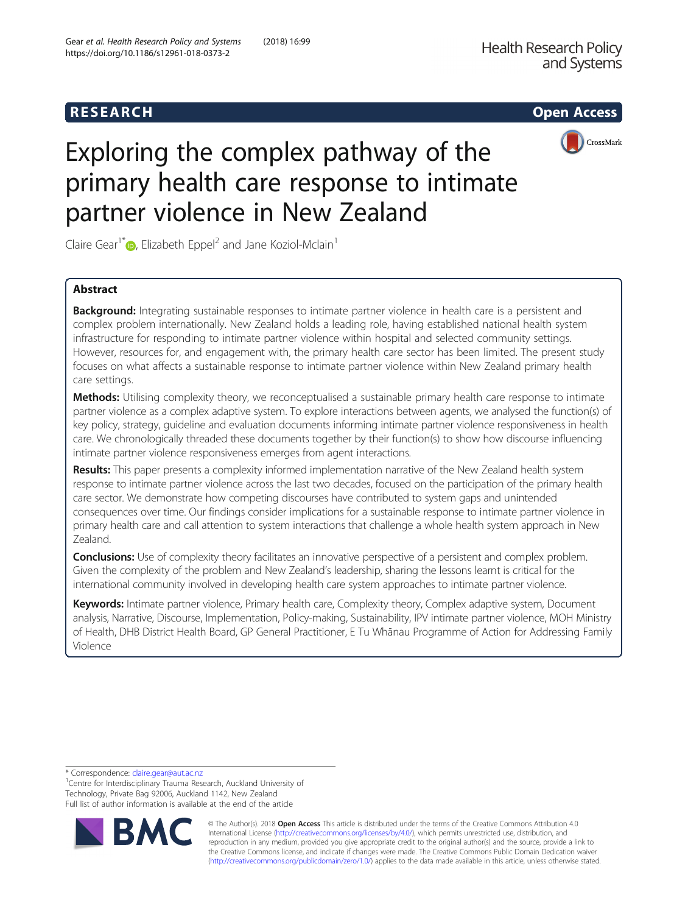RESEARCH

Open Access

# Exploring the complex pathway of the primary health care response to intimate partner violence in New Zealand

Claire Gear[1*], Elizabeth Eppel[2] and Jane Koziol-Mclain[1]

## Abstract

**Background:** Integrating sustainable responses to intimate partner violence in health care is a persistent and complex problem internationally. New Zealand holds a leading role, having established national health system infrastructure for responding to intimate partner violence within hospital and selected community settings. However, resources for, and engagement with, the primary health care sector has been limited. The present study focuses on what affects a sustainable response to intimate partner violence within New Zealand primary health care settings.

**Methods:** Utilising complexity theory, we reconceptualised a sustainable primary health care response to intimate partner violence as a complex adaptive system. To explore interactions between agents, we analysed the function(s) of key policy, strategy, guideline and evaluation documents informing intimate partner violence responsiveness in health care. We chronologically threaded these documents together by their function(s) to show how discourse influencing intimate partner violence responsiveness emerges from agent interactions.

**Results:** This paper presents a complexity informed implementation narrative of the New Zealand health system response to intimate partner violence across the last two decades, focused on the participation of the primary health care sector. We demonstrate how competing discourses have contributed to system gaps and unintended consequences over time. Our findings consider implications for a sustainable response to intimate partner violence in primary health care and call attention to system interactions that challenge a whole health system approach in New Zealand.

**Conclusions:** Use of complexity theory facilitates an innovative perspective of a persistent and complex problem. Given the complexity of the problem and New Zealand's leadership, sharing the lessons learnt is critical for the international community involved in developing health care system approaches to intimate partner violence.

**Keywords:** Intimate partner violence, Primary health care, Complexity theory, Complex adaptive system, Document analysis, Narrative, Discourse, Implementation, Policy-making, Sustainability, IPV intimate partner violence, MOH Ministry of Health, DHB District Health Board, GP General Practitioner, E Tu Whānau Programme of Action for Addressing Family Violence

\* Correspondence: claire.gear@aut.ac.nz

[1]Centre for Interdisciplinary Trauma Research, Auckland University of Technology, Private Bag 92006, Auckland 1142, New Zealand

Full list of author information is available at the end of the article

© The Author(s). 2018 **Open Access** This article is distributed under the terms of the Creative Commons Attribution 4.0 International License (http://creativecommons.org/licenses/by/4.0/), which permits unrestricted use, distribution, and reproduction in any medium, provided you give appropriate credit to the original author(s) and the source, provide a link to the Creative Commons license, and indicate if changes were made. The Creative Commons Public Domain Dedication waiver (http://creativecommons.org/publicdomain/zero/1.0/) applies to the data made available in this article, unless otherwise stated.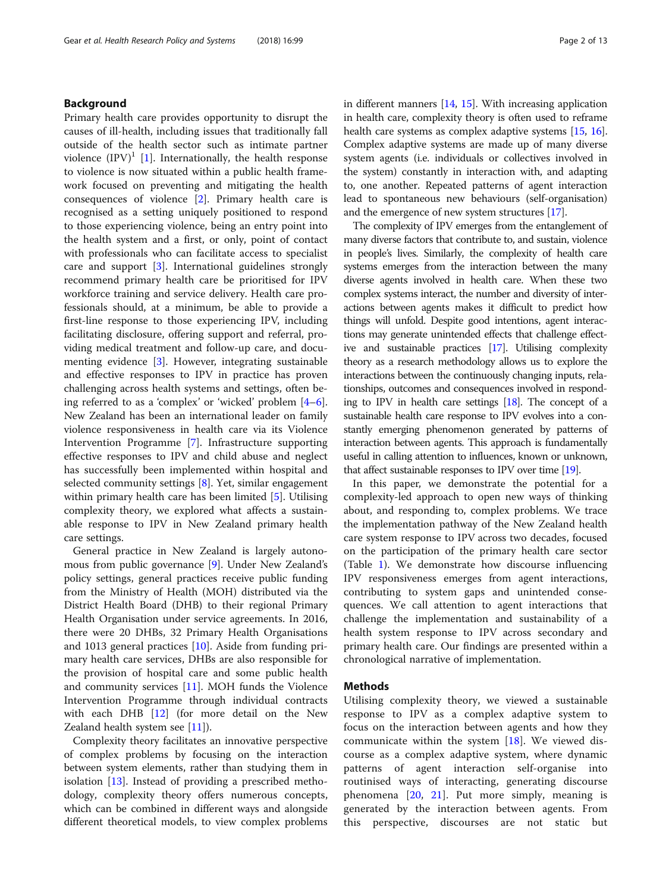## Background

Primary health care provides opportunity to disrupt the causes of ill-health, including issues that traditionally fall outside of the health sector such as intimate partner violence (IPV)[1] [1]. Internationally, the health response to violence is now situated within a public health framework focused on preventing and mitigating the health consequences of violence [2]. Primary health care is recognised as a setting uniquely positioned to respond to those experiencing violence, being an entry point into the health system and a first, or only, point of contact with professionals who can facilitate access to specialist care and support [3]. International guidelines strongly recommend primary health care be prioritised for IPV workforce training and service delivery. Health care professionals should, at a minimum, be able to provide a first-line response to those experiencing IPV, including facilitating disclosure, offering support and referral, providing medical treatment and follow-up care, and documenting evidence [3]. However, integrating sustainable and effective responses to IPV in practice has proven challenging across health systems and settings, often being referred to as a 'complex' or 'wicked' problem [4–6]. New Zealand has been an international leader on family violence responsiveness in health care via its Violence Intervention Programme [7]. Infrastructure supporting effective responses to IPV and child abuse and neglect has successfully been implemented within hospital and selected community settings [8]. Yet, similar engagement within primary health care has been limited [5]. Utilising complexity theory, we explored what affects a sustainable response to IPV in New Zealand primary health care settings.

General practice in New Zealand is largely autonomous from public governance [9]. Under New Zealand's policy settings, general practices receive public funding from the Ministry of Health (MOH) distributed via the District Health Board (DHB) to their regional Primary Health Organisation under service agreements. In 2016, there were 20 DHBs, 32 Primary Health Organisations and 1013 general practices [10]. Aside from funding primary health care services, DHBs are also responsible for the provision of hospital care and some public health and community services [11]. MOH funds the Violence Intervention Programme through individual contracts with each DHB [12] (for more detail on the New Zealand health system see [11]).

Complexity theory facilitates an innovative perspective of complex problems by focusing on the interaction between system elements, rather than studying them in isolation [13]. Instead of providing a prescribed methodology, complexity theory offers numerous concepts, which can be combined in different ways and alongside different theoretical models, to view complex problems in different manners [14, 15]. With increasing application in health care, complexity theory is often used to reframe health care systems as complex adaptive systems [15, 16]. Complex adaptive systems are made up of many diverse system agents (i.e. individuals or collectives involved in the system) constantly in interaction with, and adapting to, one another. Repeated patterns of agent interaction lead to spontaneous new behaviours (self-organisation) and the emergence of new system structures [17].

The complexity of IPV emerges from the entanglement of many diverse factors that contribute to, and sustain, violence in people's lives. Similarly, the complexity of health care systems emerges from the interaction between the many diverse agents involved in health care. When these two complex systems interact, the number and diversity of interactions between agents makes it difficult to predict how things will unfold. Despite good intentions, agent interactions may generate unintended effects that challenge effective and sustainable practices [17]. Utilising complexity theory as a research methodology allows us to explore the interactions between the continuously changing inputs, relationships, outcomes and consequences involved in responding to IPV in health care settings [18]. The concept of a sustainable health care response to IPV evolves into a constantly emerging phenomenon generated by patterns of interaction between agents. This approach is fundamentally useful in calling attention to influences, known or unknown, that affect sustainable responses to IPV over time [19].

In this paper, we demonstrate the potential for a complexity-led approach to open new ways of thinking about, and responding to, complex problems. We trace the implementation pathway of the New Zealand health care system response to IPV across two decades, focused on the participation of the primary health care sector (Table 1). We demonstrate how discourse influencing IPV responsiveness emerges from agent interactions, contributing to system gaps and unintended consequences. We call attention to agent interactions that challenge the implementation and sustainability of a health system response to IPV across secondary and primary health care. Our findings are presented within a chronological narrative of implementation.

## Methods

Utilising complexity theory, we viewed a sustainable response to IPV as a complex adaptive system to focus on the interaction between agents and how they communicate within the system [18]. We viewed discourse as a complex adaptive system, where dynamic patterns of agent interaction self-organise into routinised ways of interacting, generating discourse phenomena [20, 21]. Put more simply, meaning is generated by the interaction between agents. From this perspective, discourses are not static but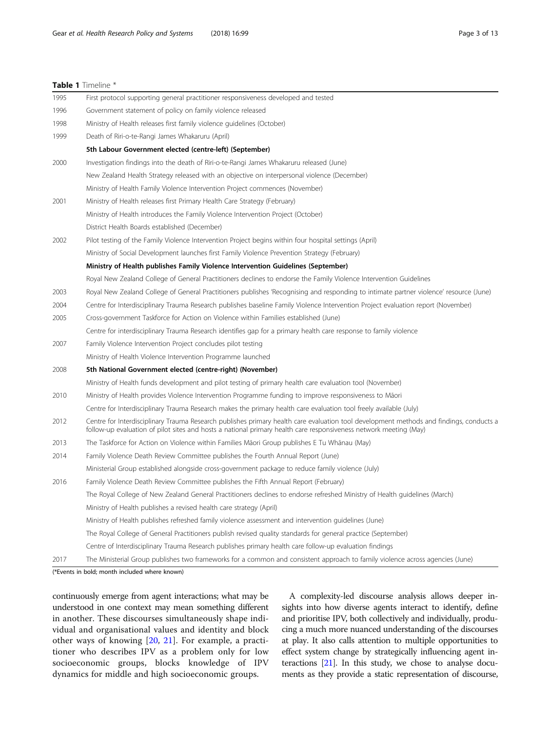**Table 1** Timeline *

| Year | Event |
|---|---|
| 1995 | First protocol supporting general practitioner responsiveness developed and tested |
| 1996 | Government statement of policy on family violence released |
| 1998 | Ministry of Health releases first family violence guidelines (October) |
| 1999 | Death of Riri-o-te-Rangi James Whakaruru (April) |
| | **5th Labour Government elected (centre-left) (September)** |
| 2000 | Investigation findings into the death of Riri-o-te-Rangi James Whakaruru released (June) |
| | New Zealand Health Strategy released with an objective on interpersonal violence (December) |
| | Ministry of Health Family Violence Intervention Project commences (November) |
| 2001 | Ministry of Health releases first Primary Health Care Strategy (February) |
| | Ministry of Health introduces the Family Violence Intervention Project (October) |
| | District Health Boards established (December) |
| 2002 | Pilot testing of the Family Violence Intervention Project begins within four hospital settings (April) |
| | Ministry of Social Development launches first Family Violence Prevention Strategy (February) |
| | **Ministry of Health publishes Family Violence Intervention Guidelines (September)** |
| | Royal New Zealand College of General Practitioners declines to endorse the Family Violence Intervention Guidelines |
| 2003 | Royal New Zealand College of General Practitioners publishes 'Recognising and responding to intimate partner violence' resource (June) |
| 2004 | Centre for Interdisciplinary Trauma Research publishes baseline Family Violence Intervention Project evaluation report (November) |
| 2005 | Cross-government Taskforce for Action on Violence within Families established (June) |
| | Centre for interdisciplinary Trauma Research identifies gap for a primary health care response to family violence |
| 2007 | Family Violence Intervention Project concludes pilot testing |
| | Ministry of Health Violence Intervention Programme launched |
| 2008 | **5th National Government elected (centre-right) (November)** |
| | Ministry of Health funds development and pilot testing of primary health care evaluation tool (November) |
| 2010 | Ministry of Health provides Violence Intervention Programme funding to improve responsiveness to Māori |
| | Centre for Interdisciplinary Trauma Research makes the primary health care evaluation tool freely available (July) |
| 2012 | Centre for Interdisciplinary Trauma Research publishes primary health care evaluation tool development methods and findings, conducts a follow-up evaluation of pilot sites and hosts a national primary health care responsiveness network meeting (May) |
| 2013 | The Taskforce for Action on Violence within Families Māori Group publishes E Tu Whānau (May) |
| 2014 | Family Violence Death Review Committee publishes the Fourth Annual Report (June) |
| | Ministerial Group established alongside cross-government package to reduce family violence (July) |
| 2016 | Family Violence Death Review Committee publishes the Fifth Annual Report (February) |
| | The Royal College of New Zealand General Practitioners declines to endorse refreshed Ministry of Health guidelines (March) |
| | Ministry of Health publishes a revised health care strategy (April) |
| | Ministry of Health publishes refreshed family violence assessment and intervention guidelines (June) |
| | The Royal College of General Practitioners publish revised quality standards for general practice (September) |
| | Centre of Interdisciplinary Trauma Research publishes primary health care follow-up evaluation findings |
| 2017 | The Ministerial Group publishes two frameworks for a common and consistent approach to family violence across agencies (June) |

(*Events in bold; month included where known)

continuously emerge from agent interactions; what may be understood in one context may mean something different in another. These discourses simultaneously shape individual and organisational values and identity and block other ways of knowing [20, 21]. For example, a practitioner who describes IPV as a problem only for low socioeconomic groups, blocks knowledge of IPV dynamics for middle and high socioeconomic groups.

A complexity-led discourse analysis allows deeper insights into how diverse agents interact to identify, define and prioritise IPV, both collectively and individually, producing a much more nuanced understanding of the discourses at play. It also calls attention to multiple opportunities to effect system change by strategically influencing agent interactions [21]. In this study, we chose to analyse documents as they provide a static representation of discourse,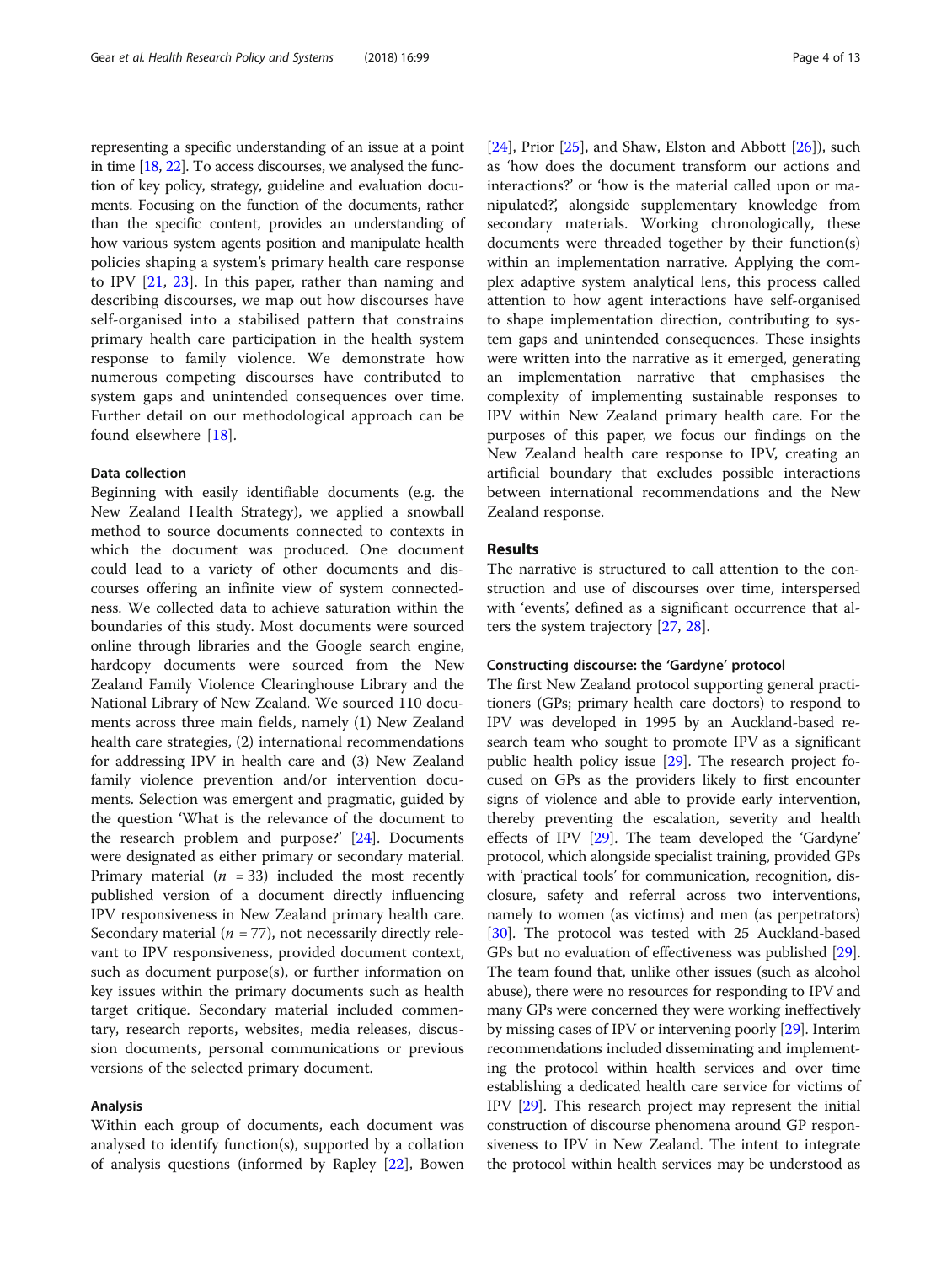representing a specific understanding of an issue at a point in time [18, 22]. To access discourses, we analysed the function of key policy, strategy, guideline and evaluation documents. Focusing on the function of the documents, rather than the specific content, provides an understanding of how various system agents position and manipulate health policies shaping a system's primary health care response to IPV [21, 23]. In this paper, rather than naming and describing discourses, we map out how discourses have self-organised into a stabilised pattern that constrains primary health care participation in the health system response to family violence. We demonstrate how numerous competing discourses have contributed to system gaps and unintended consequences over time. Further detail on our methodological approach can be found elsewhere [18].

### Data collection

Beginning with easily identifiable documents (e.g. the New Zealand Health Strategy), we applied a snowball method to source documents connected to contexts in which the document was produced. One document could lead to a variety of other documents and discourses offering an infinite view of system connectedness. We collected data to achieve saturation within the boundaries of this study. Most documents were sourced online through libraries and the Google search engine, hardcopy documents were sourced from the New Zealand Family Violence Clearinghouse Library and the National Library of New Zealand. We sourced 110 documents across three main fields, namely (1) New Zealand health care strategies, (2) international recommendations for addressing IPV in health care and (3) New Zealand family violence prevention and/or intervention documents. Selection was emergent and pragmatic, guided by the question 'What is the relevance of the document to the research problem and purpose?' [24]. Documents were designated as either primary or secondary material. Primary material ($n = 33$) included the most recently published version of a document directly influencing IPV responsiveness in New Zealand primary health care. Secondary material ($n = 77$), not necessarily directly relevant to IPV responsiveness, provided document context, such as document purpose(s), or further information on key issues within the primary documents such as health target critique. Secondary material included commentary, research reports, websites, media releases, discussion documents, personal communications or previous versions of the selected primary document.

### Analysis

Within each group of documents, each document was analysed to identify function(s), supported by a collation of analysis questions (informed by Rapley [22], Bowen [24], Prior [25], and Shaw, Elston and Abbott [26]), such as 'how does the document transform our actions and interactions?' or 'how is the material called upon or manipulated?', alongside supplementary knowledge from secondary materials. Working chronologically, these documents were threaded together by their function(s) within an implementation narrative. Applying the complex adaptive system analytical lens, this process called attention to how agent interactions have self-organised to shape implementation direction, contributing to system gaps and unintended consequences. These insights were written into the narrative as it emerged, generating an implementation narrative that emphasises the complexity of implementing sustainable responses to IPV within New Zealand primary health care. For the purposes of this paper, we focus our findings on the New Zealand health care response to IPV, creating an artificial boundary that excludes possible interactions between international recommendations and the New Zealand response.

## Results

The narrative is structured to call attention to the construction and use of discourses over time, interspersed with 'events', defined as a significant occurrence that alters the system trajectory [27, 28].

### Constructing discourse: the 'Gardyne' protocol

The first New Zealand protocol supporting general practitioners (GPs; primary health care doctors) to respond to IPV was developed in 1995 by an Auckland-based research team who sought to promote IPV as a significant public health policy issue [29]. The research project focused on GPs as the providers likely to first encounter signs of violence and able to provide early intervention, thereby preventing the escalation, severity and health effects of IPV [29]. The team developed the 'Gardyne' protocol, which alongside specialist training, provided GPs with 'practical tools' for communication, recognition, disclosure, safety and referral across two interventions, namely to women (as victims) and men (as perpetrators) [30]. The protocol was tested with 25 Auckland-based GPs but no evaluation of effectiveness was published [29]. The team found that, unlike other issues (such as alcohol abuse), there were no resources for responding to IPV and many GPs were concerned they were working ineffectively by missing cases of IPV or intervening poorly [29]. Interim recommendations included disseminating and implementing the protocol within health services and over time establishing a dedicated health care service for victims of IPV [29]. This research project may represent the initial construction of discourse phenomena around GP responsiveness to IPV in New Zealand. The intent to integrate the protocol within health services may be understood as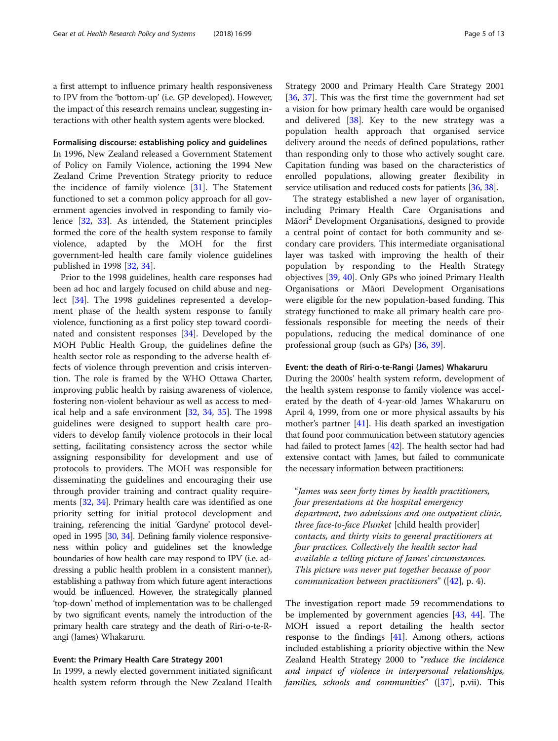a first attempt to influence primary health responsiveness to IPV from the 'bottom-up' (i.e. GP developed). However, the impact of this research remains unclear, suggesting interactions with other health system agents were blocked.

#### Formalising discourse: establishing policy and guidelines

In 1996, New Zealand released a Government Statement of Policy on Family Violence, actioning the 1994 New Zealand Crime Prevention Strategy priority to reduce the incidence of family violence [31]. The Statement functioned to set a common policy approach for all government agencies involved in responding to family violence [32, 33]. As intended, the Statement principles formed the core of the health system response to family violence, adapted by the MOH for the first government-led health care family violence guidelines published in 1998 [32, 34].

Prior to the 1998 guidelines, health care responses had been ad hoc and largely focused on child abuse and neglect [34]. The 1998 guidelines represented a development phase of the health system response to family violence, functioning as a first policy step toward coordinated and consistent responses [34]. Developed by the MOH Public Health Group, the guidelines define the health sector role as responding to the adverse health effects of violence through prevention and crisis intervention. The role is framed by the WHO Ottawa Charter, improving public health by raising awareness of violence, fostering non-violent behaviour as well as access to medical help and a safe environment [32, 34, 35]. The 1998 guidelines were designed to support health care providers to develop family violence protocols in their local setting, facilitating consistency across the sector while assigning responsibility for development and use of protocols to providers. The MOH was responsible for disseminating the guidelines and encouraging their use through provider training and contract quality requirements [32, 34]. Primary health care was identified as one priority setting for initial protocol development and training, referencing the initial 'Gardyne' protocol developed in 1995 [30, 34]. Defining family violence responsiveness within policy and guidelines set the knowledge boundaries of how health care may respond to IPV (i.e. addressing a public health problem in a consistent manner), establishing a pathway from which future agent interactions would be influenced. However, the strategically planned 'top-down' method of implementation was to be challenged by two significant events, namely the introduction of the primary health care strategy and the death of Riri-o-te-Rangi (James) Whakaruru.

#### Event: the Primary Health Care Strategy 2001

In 1999, a newly elected government initiated significant health system reform through the New Zealand Health Strategy 2000 and Primary Health Care Strategy 2001 [36, 37]. This was the first time the government had set a vision for how primary health care would be organised and delivered [38]. Key to the new strategy was a population health approach that organised service delivery around the needs of defined populations, rather than responding only to those who actively sought care. Capitation funding was based on the characteristics of enrolled populations, allowing greater flexibility in service utilisation and reduced costs for patients [36, 38].

The strategy established a new layer of organisation, including Primary Health Care Organisations and Māori[2] Development Organisations, designed to provide a central point of contact for both community and secondary care providers. This intermediate organisational layer was tasked with improving the health of their population by responding to the Health Strategy objectives [39, 40]. Only GPs who joined Primary Health Organisations or Māori Development Organisations were eligible for the new population-based funding. This strategy functioned to make all primary health care professionals responsible for meeting the needs of their populations, reducing the medical dominance of one professional group (such as GPs) [36, 39].

#### Event: the death of Riri-o-te-Rangi (James) Whakaruru

During the 2000s' health system reform, development of the health system response to family violence was accelerated by the death of 4-year-old James Whakaruru on April 4, 1999, from one or more physical assaults by his mother's partner [41]. His death sparked an investigation that found poor communication between statutory agencies had failed to protect James [42]. The health sector had had extensive contact with James, but failed to communicate the necessary information between practitioners:

> "*James was seen forty times by health practitioners, four presentations at the hospital emergency department, two admissions and one outpatient clinic, three face-to-face Plunket* [child health provider] *contacts, and thirty visits to general practitioners at four practices. Collectively the health sector had available a telling picture of James' circumstances. This picture was never put together because of poor communication between practitioners*" ([42], p. 4).

The investigation report made 59 recommendations to be implemented by government agencies [43, 44]. The MOH issued a report detailing the health sector response to the findings [41]. Among others, actions included establishing a priority objective within the New Zealand Health Strategy 2000 to "*reduce the incidence and impact of violence in interpersonal relationships, families, schools and communities*" ([37], p.vii). This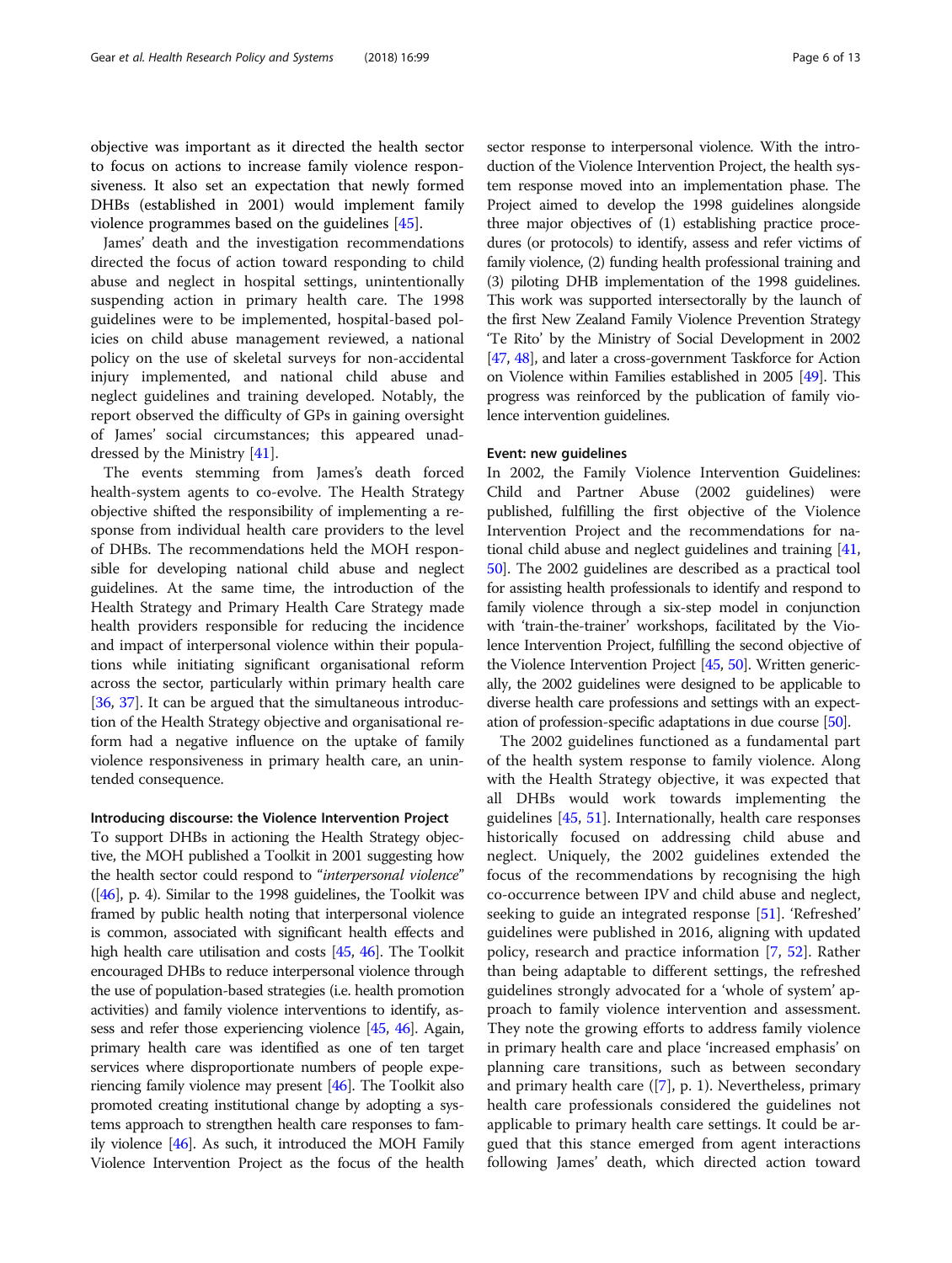objective was important as it directed the health sector to focus on actions to increase family violence responsiveness. It also set an expectation that newly formed DHBs (established in 2001) would implement family violence programmes based on the guidelines [45].

James' death and the investigation recommendations directed the focus of action toward responding to child abuse and neglect in hospital settings, unintentionally suspending action in primary health care. The 1998 guidelines were to be implemented, hospital-based policies on child abuse management reviewed, a national policy on the use of skeletal surveys for non-accidental injury implemented, and national child abuse and neglect guidelines and training developed. Notably, the report observed the difficulty of GPs in gaining oversight of James' social circumstances; this appeared unaddressed by the Ministry [41].

The events stemming from James's death forced health-system agents to co-evolve. The Health Strategy objective shifted the responsibility of implementing a response from individual health care providers to the level of DHBs. The recommendations held the MOH responsible for developing national child abuse and neglect guidelines. At the same time, the introduction of the Health Strategy and Primary Health Care Strategy made health providers responsible for reducing the incidence and impact of interpersonal violence within their populations while initiating significant organisational reform across the sector, particularly within primary health care [36, 37]. It can be argued that the simultaneous introduction of the Health Strategy objective and organisational reform had a negative influence on the uptake of family violence responsiveness in primary health care, an unintended consequence.

#### Introducing discourse: the Violence Intervention Project

To support DHBs in actioning the Health Strategy objective, the MOH published a Toolkit in 2001 suggesting how the health sector could respond to "*interpersonal violence*" ([46], p. 4). Similar to the 1998 guidelines, the Toolkit was framed by public health noting that interpersonal violence is common, associated with significant health effects and high health care utilisation and costs [45, 46]. The Toolkit encouraged DHBs to reduce interpersonal violence through the use of population-based strategies (i.e. health promotion activities) and family violence interventions to identify, assess and refer those experiencing violence [45, 46]. Again, primary health care was identified as one of ten target services where disproportionate numbers of people experiencing family violence may present [46]. The Toolkit also promoted creating institutional change by adopting a systems approach to strengthen health care responses to family violence [46]. As such, it introduced the MOH Family Violence Intervention Project as the focus of the health sector response to interpersonal violence. With the introduction of the Violence Intervention Project, the health system response moved into an implementation phase. The Project aimed to develop the 1998 guidelines alongside three major objectives of (1) establishing practice procedures (or protocols) to identify, assess and refer victims of family violence, (2) funding health professional training and (3) piloting DHB implementation of the 1998 guidelines. This work was supported intersectorally by the launch of the first New Zealand Family Violence Prevention Strategy 'Te Rito' by the Ministry of Social Development in 2002 [47, 48], and later a cross-government Taskforce for Action on Violence within Families established in 2005 [49]. This progress was reinforced by the publication of family violence intervention guidelines.

#### Event: new guidelines

In 2002, the Family Violence Intervention Guidelines: Child and Partner Abuse (2002 guidelines) were published, fulfilling the first objective of the Violence Intervention Project and the recommendations for national child abuse and neglect guidelines and training [41, 50]. The 2002 guidelines are described as a practical tool for assisting health professionals to identify and respond to family violence through a six-step model in conjunction with 'train-the-trainer' workshops, facilitated by the Violence Intervention Project, fulfilling the second objective of the Violence Intervention Project [45, 50]. Written generically, the 2002 guidelines were designed to be applicable to diverse health care professions and settings with an expectation of profession-specific adaptations in due course [50].

The 2002 guidelines functioned as a fundamental part of the health system response to family violence. Along with the Health Strategy objective, it was expected that all DHBs would work towards implementing the guidelines [45, 51]. Internationally, health care responses historically focused on addressing child abuse and neglect. Uniquely, the 2002 guidelines extended the focus of the recommendations by recognising the high co-occurrence between IPV and child abuse and neglect, seeking to guide an integrated response [51]. 'Refreshed' guidelines were published in 2016, aligning with updated policy, research and practice information [7, 52]. Rather than being adaptable to different settings, the refreshed guidelines strongly advocated for a 'whole of system' approach to family violence intervention and assessment. They note the growing efforts to address family violence in primary health care and place 'increased emphasis' on planning care transitions, such as between secondary and primary health care ([7], p. 1). Nevertheless, primary health care professionals considered the guidelines not applicable to primary health care settings. It could be argued that this stance emerged from agent interactions following James' death, which directed action toward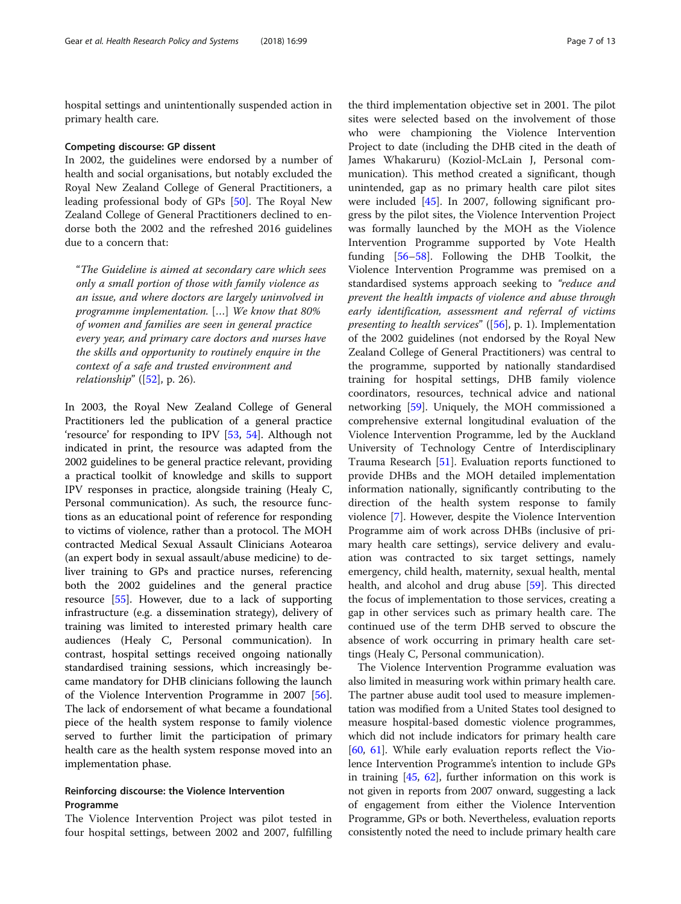hospital settings and unintentionally suspended action in primary health care.

#### Competing discourse: GP dissent

In 2002, the guidelines were endorsed by a number of health and social organisations, but notably excluded the Royal New Zealand College of General Practitioners, a leading professional body of GPs [50]. The Royal New Zealand College of General Practitioners declined to endorse both the 2002 and the refreshed 2016 guidelines due to a concern that:

> "*The Guideline is aimed at secondary care which sees only a small portion of those with family violence as an issue, and where doctors are largely uninvolved in programme implementation.* […] *We know that 80% of women and families are seen in general practice every year, and primary care doctors and nurses have the skills and opportunity to routinely enquire in the context of a safe and trusted environment and relationship*" ([52], p. 26).

In 2003, the Royal New Zealand College of General Practitioners led the publication of a general practice 'resource' for responding to IPV [53, 54]. Although not indicated in print, the resource was adapted from the 2002 guidelines to be general practice relevant, providing a practical toolkit of knowledge and skills to support IPV responses in practice, alongside training (Healy C, Personal communication). As such, the resource functions as an educational point of reference for responding to victims of violence, rather than a protocol. The MOH contracted Medical Sexual Assault Clinicians Aotearoa (an expert body in sexual assault/abuse medicine) to deliver training to GPs and practice nurses, referencing both the 2002 guidelines and the general practice resource [55]. However, due to a lack of supporting infrastructure (e.g. a dissemination strategy), delivery of training was limited to interested primary health care audiences (Healy C, Personal communication). In contrast, hospital settings received ongoing nationally standardised training sessions, which increasingly became mandatory for DHB clinicians following the launch of the Violence Intervention Programme in 2007 [56]. The lack of endorsement of what became a foundational piece of the health system response to family violence served to further limit the participation of primary health care as the health system response moved into an implementation phase.

#### Reinforcing discourse: the Violence Intervention Programme

The Violence Intervention Project was pilot tested in four hospital settings, between 2002 and 2007, fulfilling the third implementation objective set in 2001. The pilot sites were selected based on the involvement of those who were championing the Violence Intervention Project to date (including the DHB cited in the death of James Whakaruru) (Koziol-McLain J, Personal communication). This method created a significant, though unintended, gap as no primary health care pilot sites were included [45]. In 2007, following significant progress by the pilot sites, the Violence Intervention Project was formally launched by the MOH as the Violence Intervention Programme supported by Vote Health funding [56–58]. Following the DHB Toolkit, the Violence Intervention Programme was premised on a standardised systems approach seeking to *"reduce and prevent the health impacts of violence and abuse through early identification, assessment and referral of victims presenting to health services"* ([56], p. 1). Implementation of the 2002 guidelines (not endorsed by the Royal New Zealand College of General Practitioners) was central to the programme, supported by nationally standardised training for hospital settings, DHB family violence coordinators, resources, technical advice and national networking [59]. Uniquely, the MOH commissioned a comprehensive external longitudinal evaluation of the Violence Intervention Programme, led by the Auckland University of Technology Centre of Interdisciplinary Trauma Research [51]. Evaluation reports functioned to provide DHBs and the MOH detailed implementation information nationally, significantly contributing to the direction of the health system response to family violence [7]. However, despite the Violence Intervention Programme aim of work across DHBs (inclusive of primary health care settings), service delivery and evaluation was contracted to six target settings, namely emergency, child health, maternity, sexual health, mental health, and alcohol and drug abuse [59]. This directed the focus of implementation to those services, creating a gap in other services such as primary health care. The continued use of the term DHB served to obscure the absence of work occurring in primary health care settings (Healy C, Personal communication).

The Violence Intervention Programme evaluation was also limited in measuring work within primary health care. The partner abuse audit tool used to measure implementation was modified from a United States tool designed to measure hospital-based domestic violence programmes, which did not include indicators for primary health care [60, 61]. While early evaluation reports reflect the Violence Intervention Programme's intention to include GPs in training [45, 62], further information on this work is not given in reports from 2007 onward, suggesting a lack of engagement from either the Violence Intervention Programme, GPs or both. Nevertheless, evaluation reports consistently noted the need to include primary health care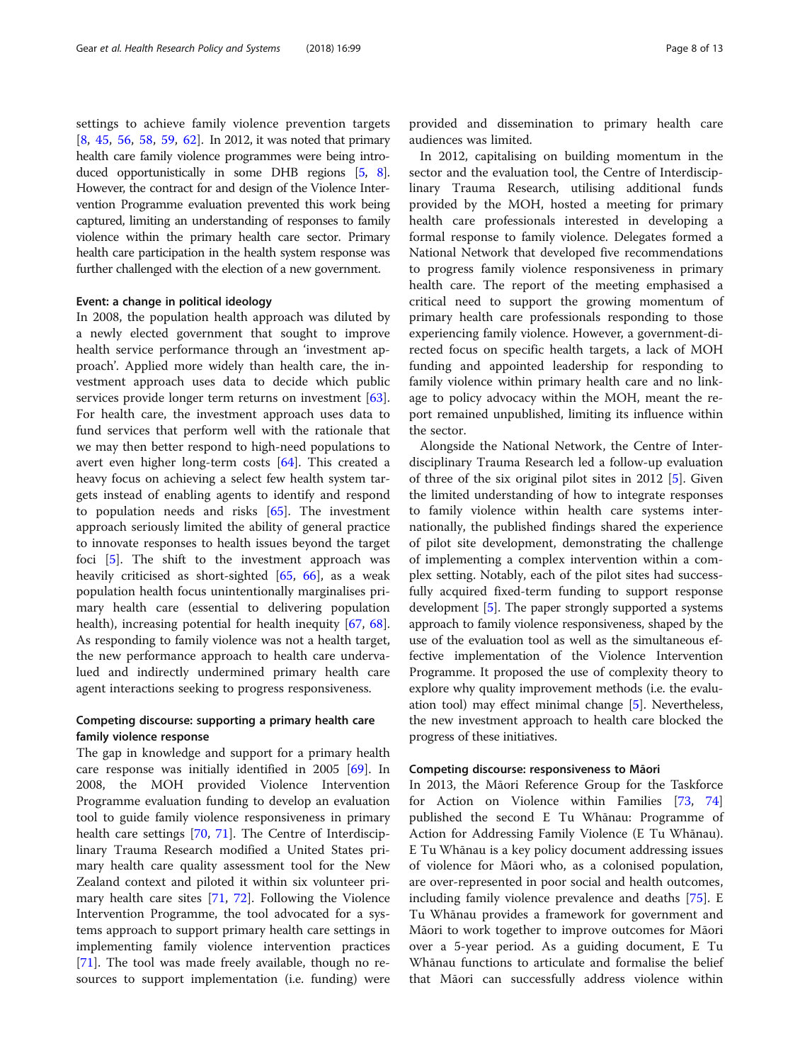settings to achieve family violence prevention targets [8, 45, 56, 58, 59, 62]. In 2012, it was noted that primary health care family violence programmes were being introduced opportunistically in some DHB regions [5, 8]. However, the contract for and design of the Violence Intervention Programme evaluation prevented this work being captured, limiting an understanding of responses to family violence within the primary health care sector. Primary health care participation in the health system response was further challenged with the election of a new government.

#### Event: a change in political ideology

In 2008, the population health approach was diluted by a newly elected government that sought to improve health service performance through an 'investment approach'. Applied more widely than health care, the investment approach uses data to decide which public services provide longer term returns on investment [63]. For health care, the investment approach uses data to fund services that perform well with the rationale that we may then better respond to high-need populations to avert even higher long-term costs [64]. This created a heavy focus on achieving a select few health system targets instead of enabling agents to identify and respond to population needs and risks [65]. The investment approach seriously limited the ability of general practice to innovate responses to health issues beyond the target foci [5]. The shift to the investment approach was heavily criticised as short-sighted [65, 66], as a weak population health focus unintentionally marginalises primary health care (essential to delivering population health), increasing potential for health inequity [67, 68]. As responding to family violence was not a health target, the new performance approach to health care undervalued and indirectly undermined primary health care agent interactions seeking to progress responsiveness.

#### Competing discourse: supporting a primary health care family violence response

The gap in knowledge and support for a primary health care response was initially identified in 2005 [69]. In 2008, the MOH provided Violence Intervention Programme evaluation funding to develop an evaluation tool to guide family violence responsiveness in primary health care settings [70, 71]. The Centre of Interdisciplinary Trauma Research modified a United States primary health care quality assessment tool for the New Zealand context and piloted it within six volunteer primary health care sites [71, 72]. Following the Violence Intervention Programme, the tool advocated for a systems approach to support primary health care settings in implementing family violence intervention practices [71]. The tool was made freely available, though no resources to support implementation (i.e. funding) were provided and dissemination to primary health care audiences was limited.

In 2012, capitalising on building momentum in the sector and the evaluation tool, the Centre of Interdisciplinary Trauma Research, utilising additional funds provided by the MOH, hosted a meeting for primary health care professionals interested in developing a formal response to family violence. Delegates formed a National Network that developed five recommendations to progress family violence responsiveness in primary health care. The report of the meeting emphasised a critical need to support the growing momentum of primary health care professionals responding to those experiencing family violence. However, a government-directed focus on specific health targets, a lack of MOH funding and appointed leadership for responding to family violence within primary health care and no linkage to policy advocacy within the MOH, meant the report remained unpublished, limiting its influence within the sector.

Alongside the National Network, the Centre of Interdisciplinary Trauma Research led a follow-up evaluation of three of the six original pilot sites in 2012 [5]. Given the limited understanding of how to integrate responses to family violence within health care systems internationally, the published findings shared the experience of pilot site development, demonstrating the challenge of implementing a complex intervention within a complex setting. Notably, each of the pilot sites had successfully acquired fixed-term funding to support response development [5]. The paper strongly supported a systems approach to family violence responsiveness, shaped by the use of the evaluation tool as well as the simultaneous effective implementation of the Violence Intervention Programme. It proposed the use of complexity theory to explore why quality improvement methods (i.e. the evaluation tool) may effect minimal change [5]. Nevertheless, the new investment approach to health care blocked the progress of these initiatives.

#### Competing discourse: responsiveness to Māori

In 2013, the Māori Reference Group for the Taskforce for Action on Violence within Families [73, 74] published the second E Tu Whānau: Programme of Action for Addressing Family Violence (E Tu Whānau). E Tu Whānau is a key policy document addressing issues of violence for Māori who, as a colonised population, are over-represented in poor social and health outcomes, including family violence prevalence and deaths [75]. E Tu Whānau provides a framework for government and Māori to work together to improve outcomes for Māori over a 5-year period. As a guiding document, E Tu Whānau functions to articulate and formalise the belief that Māori can successfully address violence within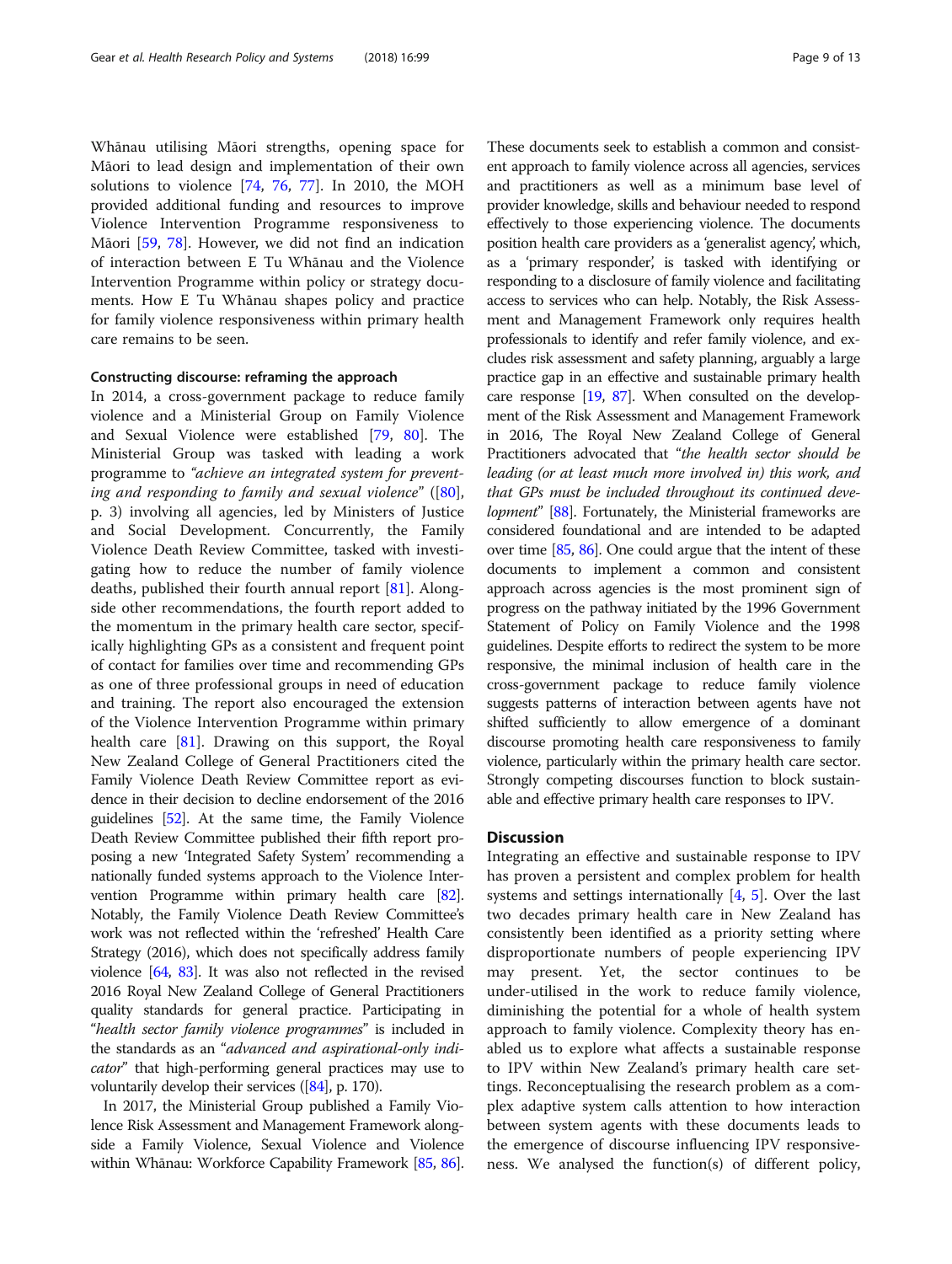Whānau utilising Māori strengths, opening space for Māori to lead design and implementation of their own solutions to violence [74, 76, 77]. In 2010, the MOH provided additional funding and resources to improve Violence Intervention Programme responsiveness to Māori [59, 78]. However, we did not find an indication of interaction between E Tu Whānau and the Violence Intervention Programme within policy or strategy documents. How E Tu Whānau shapes policy and practice for family violence responsiveness within primary health care remains to be seen.

#### Constructing discourse: reframing the approach

In 2014, a cross-government package to reduce family violence and a Ministerial Group on Family Violence and Sexual Violence were established [79, 80]. The Ministerial Group was tasked with leading a work programme to *"achieve an integrated system for preventing and responding to family and sexual violence"* ([80], p. 3) involving all agencies, led by Ministers of Justice and Social Development. Concurrently, the Family Violence Death Review Committee, tasked with investigating how to reduce the number of family violence deaths, published their fourth annual report [81]. Alongside other recommendations, the fourth report added to the momentum in the primary health care sector, specifically highlighting GPs as a consistent and frequent point of contact for families over time and recommending GPs as one of three professional groups in need of education and training. The report also encouraged the extension of the Violence Intervention Programme within primary health care [81]. Drawing on this support, the Royal New Zealand College of General Practitioners cited the Family Violence Death Review Committee report as evidence in their decision to decline endorsement of the 2016 guidelines [52]. At the same time, the Family Violence Death Review Committee published their fifth report proposing a new 'Integrated Safety System' recommending a nationally funded systems approach to the Violence Intervention Programme within primary health care [82]. Notably, the Family Violence Death Review Committee's work was not reflected within the 'refreshed' Health Care Strategy (2016), which does not specifically address family violence [64, 83]. It was also not reflected in the revised 2016 Royal New Zealand College of General Practitioners quality standards for general practice. Participating in "*health sector family violence programmes*" is included in the standards as an "*advanced and aspirational-only indicator*" that high-performing general practices may use to voluntarily develop their services ([84], p. 170).

In 2017, the Ministerial Group published a Family Violence Risk Assessment and Management Framework alongside a Family Violence, Sexual Violence and Violence within Whānau: Workforce Capability Framework [85, 86]. These documents seek to establish a common and consistent approach to family violence across all agencies, services and practitioners as well as a minimum base level of provider knowledge, skills and behaviour needed to respond effectively to those experiencing violence. The documents position health care providers as a 'generalist agency', which, as a 'primary responder', is tasked with identifying or responding to a disclosure of family violence and facilitating access to services who can help. Notably, the Risk Assessment and Management Framework only requires health professionals to identify and refer family violence, and excludes risk assessment and safety planning, arguably a large practice gap in an effective and sustainable primary health care response [19, 87]. When consulted on the development of the Risk Assessment and Management Framework in 2016, The Royal New Zealand College of General Practitioners advocated that "*the health sector should be leading (or at least much more involved in) this work, and that GPs must be included throughout its continued development*" [88]. Fortunately, the Ministerial frameworks are considered foundational and are intended to be adapted over time [85, 86]. One could argue that the intent of these documents to implement a common and consistent approach across agencies is the most prominent sign of progress on the pathway initiated by the 1996 Government Statement of Policy on Family Violence and the 1998 guidelines. Despite efforts to redirect the system to be more responsive, the minimal inclusion of health care in the cross-government package to reduce family violence suggests patterns of interaction between agents have not shifted sufficiently to allow emergence of a dominant discourse promoting health care responsiveness to family violence, particularly within the primary health care sector. Strongly competing discourses function to block sustainable and effective primary health care responses to IPV.

## Discussion

Integrating an effective and sustainable response to IPV has proven a persistent and complex problem for health systems and settings internationally [4, 5]. Over the last two decades primary health care in New Zealand has consistently been identified as a priority setting where disproportionate numbers of people experiencing IPV may present. Yet, the sector continues to be under-utilised in the work to reduce family violence, diminishing the potential for a whole of health system approach to family violence. Complexity theory has enabled us to explore what affects a sustainable response to IPV within New Zealand's primary health care settings. Reconceptualising the research problem as a complex adaptive system calls attention to how interaction between system agents with these documents leads to the emergence of discourse influencing IPV responsiveness. We analysed the function(s) of different policy,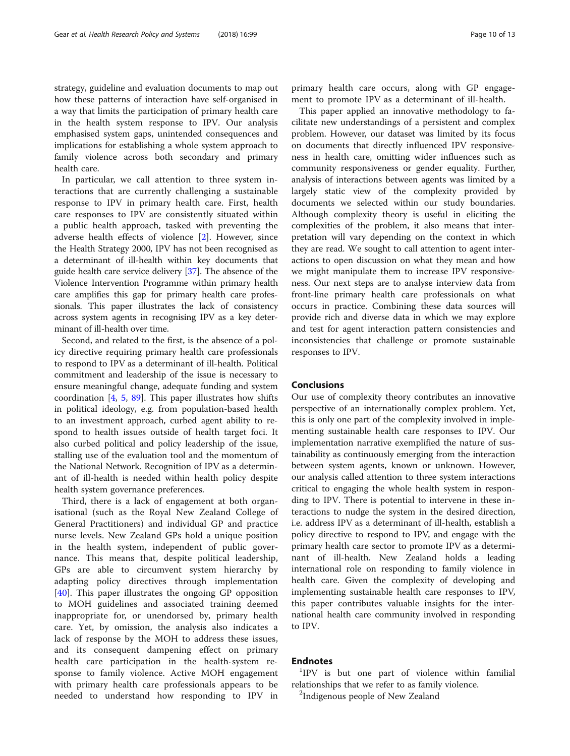strategy, guideline and evaluation documents to map out how these patterns of interaction have self-organised in a way that limits the participation of primary health care in the health system response to IPV. Our analysis emphasised system gaps, unintended consequences and implications for establishing a whole system approach to family violence across both secondary and primary health care.

In particular, we call attention to three system interactions that are currently challenging a sustainable response to IPV in primary health care. First, health care responses to IPV are consistently situated within a public health approach, tasked with preventing the adverse health effects of violence [2]. However, since the Health Strategy 2000, IPV has not been recognised as a determinant of ill-health within key documents that guide health care service delivery [37]. The absence of the Violence Intervention Programme within primary health care amplifies this gap for primary health care professionals. This paper illustrates the lack of consistency across system agents in recognising IPV as a key determinant of ill-health over time.

Second, and related to the first, is the absence of a policy directive requiring primary health care professionals to respond to IPV as a determinant of ill-health. Political commitment and leadership of the issue is necessary to ensure meaningful change, adequate funding and system coordination [4, 5, 89]. This paper illustrates how shifts in political ideology, e.g. from population-based health to an investment approach, curbed agent ability to respond to health issues outside of health target foci. It also curbed political and policy leadership of the issue, stalling use of the evaluation tool and the momentum of the National Network. Recognition of IPV as a determinant of ill-health is needed within health policy despite health system governance preferences.

Third, there is a lack of engagement at both organisational (such as the Royal New Zealand College of General Practitioners) and individual GP and practice nurse levels. New Zealand GPs hold a unique position in the health system, independent of public governance. This means that, despite political leadership, GPs are able to circumvent system hierarchy by adapting policy directives through implementation [40]. This paper illustrates the ongoing GP opposition to MOH guidelines and associated training deemed inappropriate for, or unendorsed by, primary health care. Yet, by omission, the analysis also indicates a lack of response by the MOH to address these issues, and its consequent dampening effect on primary health care participation in the health-system response to family violence. Active MOH engagement with primary health care professionals appears to be needed to understand how responding to IPV in primary health care occurs, along with GP engagement to promote IPV as a determinant of ill-health.

This paper applied an innovative methodology to facilitate new understandings of a persistent and complex problem. However, our dataset was limited by its focus on documents that directly influenced IPV responsiveness in health care, omitting wider influences such as community responsiveness or gender equality. Further, analysis of interactions between agents was limited by a largely static view of the complexity provided by documents we selected within our study boundaries. Although complexity theory is useful in eliciting the complexities of the problem, it also means that interpretation will vary depending on the context in which they are read. We sought to call attention to agent interactions to open discussion on what they mean and how we might manipulate them to increase IPV responsiveness. Our next steps are to analyse interview data from front-line primary health care professionals on what occurs in practice. Combining these data sources will provide rich and diverse data in which we may explore and test for agent interaction pattern consistencies and inconsistencies that challenge or promote sustainable responses to IPV.

## Conclusions

Our use of complexity theory contributes an innovative perspective of an internationally complex problem. Yet, this is only one part of the complexity involved in implementing sustainable health care responses to IPV. Our implementation narrative exemplified the nature of sustainability as continuously emerging from the interaction between system agents, known or unknown. However, our analysis called attention to three system interactions critical to engaging the whole health system in responding to IPV. There is potential to intervene in these interactions to nudge the system in the desired direction, i.e. address IPV as a determinant of ill-health, establish a policy directive to respond to IPV, and engage with the primary health care sector to promote IPV as a determinant of ill-health. New Zealand holds a leading international role on responding to family violence in health care. Given the complexity of developing and implementing sustainable health care responses to IPV, this paper contributes valuable insights for the international health care community involved in responding to IPV.

## Endnotes

[1]IPV is but one part of violence within familial relationships that we refer to as family violence.

[2]Indigenous people of New Zealand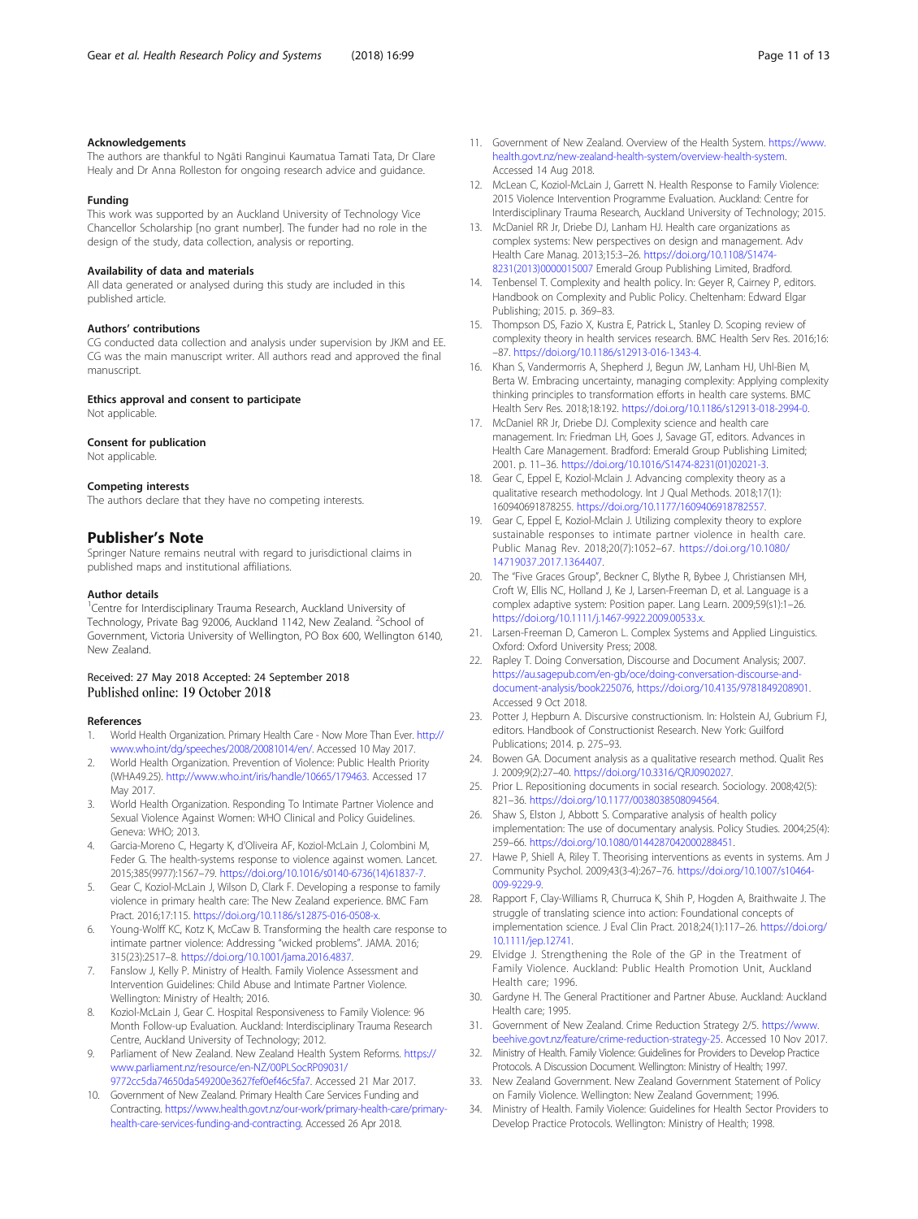### Acknowledgements

The authors are thankful to Ngāti Ranginui Kaumatua Tamati Tata, Dr Clare Healy and Dr Anna Rolleston for ongoing research advice and guidance.

### Funding

This work was supported by an Auckland University of Technology Vice Chancellor Scholarship [no grant number]. The funder had no role in the design of the study, data collection, analysis or reporting.

### Availability of data and materials

All data generated or analysed during this study are included in this published article.

### Authors' contributions

CG conducted data collection and analysis under supervision by JKM and EE. CG was the main manuscript writer. All authors read and approved the final manuscript.

### Ethics approval and consent to participate

Not applicable.

### Consent for publication

Not applicable.

### Competing interests

The authors declare that they have no competing interests.

## Publisher's Note

Springer Nature remains neutral with regard to jurisdictional claims in published maps and institutional affiliations.

### Author details

[1]Centre for Interdisciplinary Trauma Research, Auckland University of Technology, Private Bag 92006, Auckland 1142, New Zealand. [2]School of Government, Victoria University of Wellington, PO Box 600, Wellington 6140, New Zealand.

Received: 27 May 2018 Accepted: 24 September 2018
Published online: 19 October 2018

### References

1. World Health Organization. Primary Health Care - Now More Than Ever. http://www.who.int/dg/speeches/2008/20081014/en/. Accessed 10 May 2017.
2. World Health Organization. Prevention of Violence: Public Health Priority (WHA49.25). http://www.who.int/iris/handle/10665/179463. Accessed 17 May 2017.
3. World Health Organization. Responding To Intimate Partner Violence and Sexual Violence Against Women: WHO Clinical and Policy Guidelines. Geneva: WHO; 2013.
4. Garcia-Moreno C, Hegarty K, d'Oliveira AF, Koziol-McLain J, Colombini M, Feder G. The health-systems response to violence against women. Lancet. 2015;385(9977):1567–79. https://doi.org/10.1016/s0140-6736(14)61837-7.
5. Gear C, Koziol-McLain J, Wilson D, Clark F. Developing a response to family violence in primary health care: The New Zealand experience. BMC Fam Pract. 2016;17:115. https://doi.org/10.1186/s12875-016-0508-x.
6. Young-Wolff KC, Kotz K, McCaw B. Transforming the health care response to intimate partner violence: Addressing "wicked problems". JAMA. 2016; 315(23):2517–8. https://doi.org/10.1001/jama.2016.4837.
7. Fanslow J, Kelly P. Ministry of Health. Family Violence Assessment and Intervention Guidelines: Child Abuse and Intimate Partner Violence. Wellington: Ministry of Health; 2016.
8. Koziol-McLain J, Gear C. Hospital Responsiveness to Family Violence: 96 Month Follow-up Evaluation. Auckland: Interdisciplinary Trauma Research Centre, Auckland University of Technology; 2012.
9. Parliament of New Zealand. New Zealand Health System Reforms. https://www.parliament.nz/resource/en-NZ/00PLSocRP09031/9772cc5da74650da549200e3627fef0ef46c5fa7. Accessed 21 Mar 2017.
10. Government of New Zealand. Primary Health Care Services Funding and Contracting. https://www.health.govt.nz/our-work/primary-health-care/primary-health-care-services-funding-and-contracting. Accessed 26 Apr 2018.
11. Government of New Zealand. Overview of the Health System. https://www.health.govt.nz/new-zealand-health-system/overview-health-system. Accessed 14 Aug 2018.
12. McLean C, Koziol-McLain J, Garrett N. Health Response to Family Violence: 2015 Violence Intervention Programme Evaluation. Auckland: Centre for Interdisciplinary Trauma Research, Auckland University of Technology; 2015.
13. McDaniel RR Jr, Driebe DJ, Lanham HJ. Health care organizations as complex systems: New perspectives on design and management. Adv Health Care Manag. 2013;15:3–26. https://doi.org/10.1108/S1474-8231(2013)0000015007 Emerald Group Publishing Limited, Bradford.
14. Tenbensel T. Complexity and health policy. In: Geyer R, Cairney P, editors. Handbook on Complexity and Public Policy. Cheltenham: Edward Elgar Publishing; 2015. p. 369–83.
15. Thompson DS, Fazio X, Kustra E, Patrick L, Stanley D. Scoping review of complexity theory in health services research. BMC Health Serv Res. 2016;16: –87. https://doi.org/10.1186/s12913-016-1343-4.
16. Khan S, Vandermorris A, Shepherd J, Begun JW, Lanham HJ, Uhl-Bien M, Berta W. Embracing uncertainty, managing complexity: Applying complexity thinking principles to transformation efforts in health care systems. BMC Health Serv Res. 2018;18:192. https://doi.org/10.1186/s12913-018-2994-0.
17. McDaniel RR Jr, Driebe DJ. Complexity science and health care management. In: Friedman LH, Goes J, Savage GT, editors. Advances in Health Care Management. Bradford: Emerald Group Publishing Limited; 2001. p. 11–36. https://doi.org/10.1016/S1474-8231(01)02021-3.
18. Gear C, Eppel E, Koziol-Mclain J. Advancing complexity theory as a qualitative research methodology. Int J Qual Methods. 2018;17(1): 160940691878255. https://doi.org/10.1177/1609406918782557.
19. Gear C, Eppel E, Koziol-Mclain J. Utilizing complexity theory to explore sustainable responses to intimate partner violence in health care. Public Manag Rev. 2018;20(7):1052–67. https://doi.org/10.1080/14719037.2017.1364407.
20. The "Five Graces Group", Beckner C, Blythe R, Bybee J, Christiansen MH, Croft W, Ellis NC, Holland J, Ke J, Larsen-Freeman D, et al. Language is a complex adaptive system: Position paper. Lang Learn. 2009;59(s1):1–26. https://doi.org/10.1111/j.1467-9922.2009.00533.x.
21. Larsen-Freeman D, Cameron L. Complex Systems and Applied Linguistics. Oxford: Oxford University Press; 2008.
22. Rapley T. Doing Conversation, Discourse and Document Analysis; 2007. https://au.sagepub.com/en-gb/oce/doing-conversation-discourse-and-document-analysis/book225076, https://doi.org/10.4135/9781849208901. Accessed 9 Oct 2018.
23. Potter J, Hepburn A. Discursive constructionism. In: Holstein AJ, Gubrium FJ, editors. Handbook of Constructionist Research. New York: Guilford Publications; 2014. p. 275–93.
24. Bowen GA. Document analysis as a qualitative research method. Qualit Res J. 2009;9(2):27–40. https://doi.org/10.3316/QRJ0902027.
25. Prior L. Repositioning documents in social research. Sociology. 2008;42(5): 821–36. https://doi.org/10.1177/0038038508094564.
26. Shaw S, Elston J, Abbott S. Comparative analysis of health policy implementation: The use of documentary analysis. Policy Studies. 2004;25(4): 259–66. https://doi.org/10.1080/0144287042000288451.
27. Hawe P, Shiell A, Riley T. Theorising interventions as events in systems. Am J Community Psychol. 2009;43(3-4):267–76. https://doi.org/10.1007/s10464-009-9229-9.
28. Rapport F, Clay-Williams R, Churruca K, Shih P, Hogden A, Braithwaite J. The struggle of translating science into action: Foundational concepts of implementation science. J Eval Clin Pract. 2018;24(1):117–26. https://doi.org/10.1111/jep.12741.
29. Elvidge J. Strengthening the Role of the GP in the Treatment of Family Violence. Auckland: Public Health Promotion Unit, Auckland Health care; 1996.
30. Gardyne H. The General Practitioner and Partner Abuse. Auckland: Auckland Health care; 1995.
31. Government of New Zealand. Crime Reduction Strategy 2/5. https://www.beehive.govt.nz/feature/crime-reduction-strategy-25. Accessed 10 Nov 2017.
32. Ministry of Health. Family Violence: Guidelines for Providers to Develop Practice Protocols. A Discussion Document. Wellington: Ministry of Health; 1997.
33. New Zealand Government. New Zealand Government Statement of Policy on Family Violence. Wellington: New Zealand Government; 1996.
34. Ministry of Health. Family Violence: Guidelines for Health Sector Providers to Develop Practice Protocols. Wellington: Ministry of Health; 1998.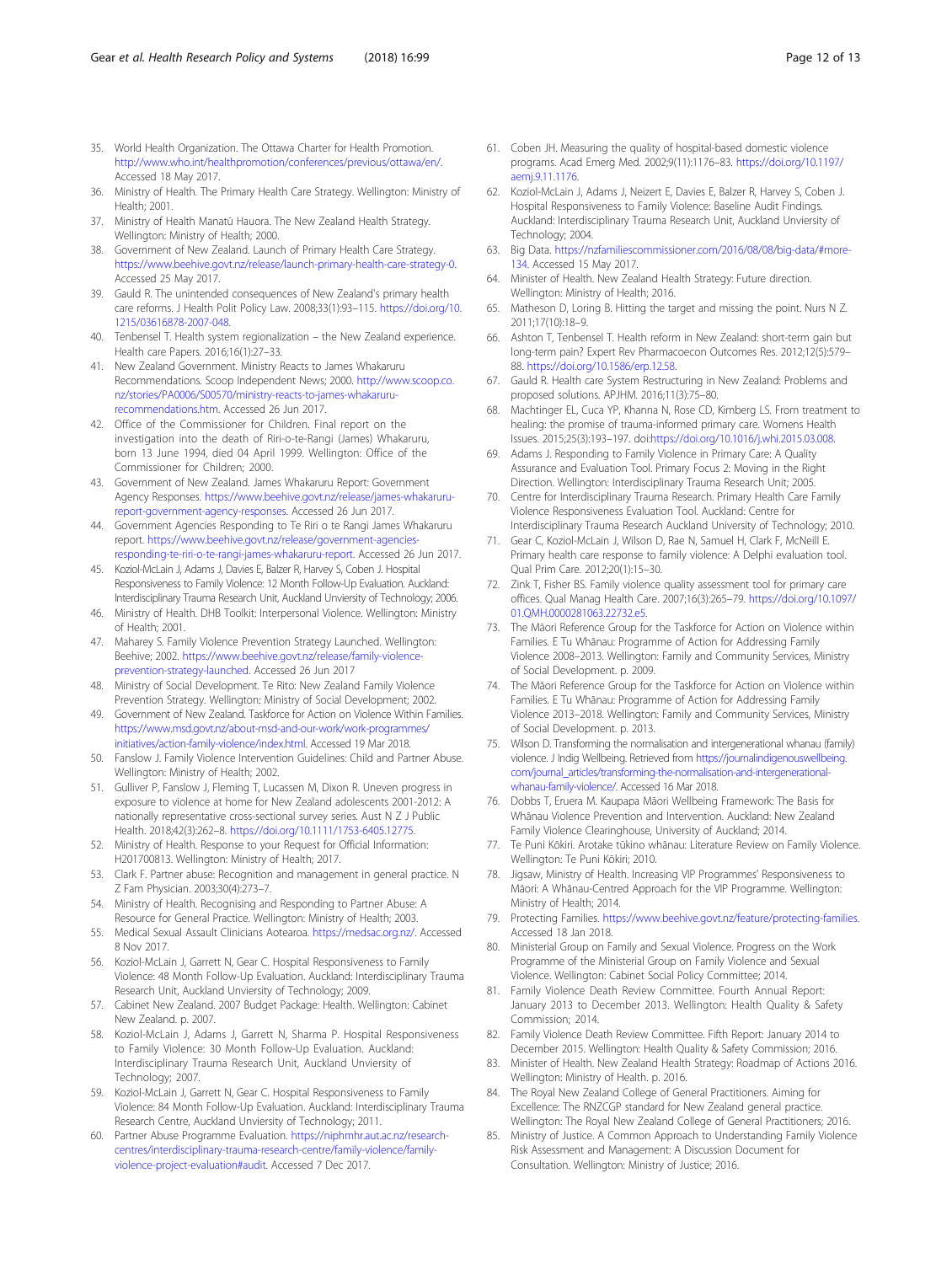35. World Health Organization. The Ottawa Charter for Health Promotion. http://www.who.int/healthpromotion/conferences/previous/ottawa/en/. Accessed 18 May 2017.
36. Ministry of Health. The Primary Health Care Strategy. Wellington: Ministry of Health; 2001.
37. Ministry of Health Manatū Hauora. The New Zealand Health Strategy. Wellington: Ministry of Health; 2000.
38. Government of New Zealand. Launch of Primary Health Care Strategy. https://www.beehive.govt.nz/release/launch-primary-health-care-strategy-0. Accessed 25 May 2017.
39. Gauld R. The unintended consequences of New Zealand's primary health care reforms. J Health Polit Policy Law. 2008;33(1):93–115. https://doi.org/10.1215/03616878-2007-048.
40. Tenbensel T. Health system regionalization – the New Zealand experience. Health care Papers. 2016;16(1):27–33.
41. New Zealand Government. Ministry Reacts to James Whakaruru Recommendations. Scoop Independent News; 2000. http://www.scoop.co.nz/stories/PA0006/S00570/ministry-reacts-to-james-whakaruru-recommendations.htm. Accessed 26 Jun 2017.
42. Office of the Commissioner for Children. Final report on the investigation into the death of Riri-o-te-Rangi (James) Whakaruru, born 13 June 1994, died 04 April 1999. Wellington: Office of the Commissioner for Children; 2000.
43. Government of New Zealand. James Whakaruru Report: Government Agency Responses. https://www.beehive.govt.nz/release/james-whakaruru-report-government-agency-responses. Accessed 26 Jun 2017.
44. Government Agencies Responding to Te Riri o te Rangi James Whakaruru report. https://www.beehive.govt.nz/release/government-agencies-responding-te-riri-o-te-rangi-james-whakaruru-report. Accessed 26 Jun 2017.
45. Koziol-McLain J, Adams J, Davies E, Balzer R, Harvey S, Coben J. Hospital Responsiveness to Family Violence: 12 Month Follow-Up Evaluation. Auckland: Interdisciplinary Trauma Research Unit, Auckland Unviersity of Technology; 2006.
46. Ministry of Health. DHB Toolkit: Interpersonal Violence. Wellington: Ministry of Health; 2001.
47. Maharey S. Family Violence Prevention Strategy Launched. Wellington: Beehive; 2002. https://www.beehive.govt.nz/release/family-violence-prevention-strategy-launched. Accessed 26 Jun 2017
48. Ministry of Social Development. Te Rito: New Zealand Family Violence Prevention Strategy. Wellington: Ministry of Social Development; 2002.
49. Government of New Zealand. Taskforce for Action on Violence Within Families. https://www.msd.govt.nz/about-msd-and-our-work/work-programmes/initiatives/action-family-violence/index.html. Accessed 19 Mar 2018.
50. Fanslow J. Family Violence Intervention Guidelines: Child and Partner Abuse. Wellington: Ministry of Health; 2002.
51. Gulliver P, Fanslow J, Fleming T, Lucassen M, Dixon R. Uneven progress in exposure to violence at home for New Zealand adolescents 2001-2012: A nationally representative cross-sectional survey series. Aust N Z J Public Health. 2018;42(3):262–8. https://doi.org/10.1111/1753-6405.12775.
52. Ministry of Health. Response to your Request for Official Information: H201700813. Wellington: Ministry of Health; 2017.
53. Clark F. Partner abuse: Recognition and management in general practice. N Z Fam Physician. 2003;30(4):273–7.
54. Ministry of Health. Recognising and Responding to Partner Abuse: A Resource for General Practice. Wellington: Ministry of Health; 2003.
55. Medical Sexual Assault Clinicians Aotearoa. https://medsac.org.nz/. Accessed 8 Nov 2017.
56. Koziol-McLain J, Garrett N, Gear C. Hospital Responsiveness to Family Violence: 48 Month Follow-Up Evaluation. Auckland: Interdisciplinary Trauma Research Unit, Auckland Unviersity of Technology; 2009.
57. Cabinet New Zealand. 2007 Budget Package: Health. Wellington: Cabinet New Zealand. p. 2007.
58. Koziol-McLain J, Adams J, Garrett N, Sharma P. Hospital Responsiveness to Family Violence: 30 Month Follow-Up Evaluation. Auckland: Interdisciplinary Trauma Research Unit, Auckland Unviersity of Technology; 2007.
59. Koziol-McLain J, Garrett N, Gear C. Hospital Responsiveness to Family Violence: 84 Month Follow-Up Evaluation. Auckland: Interdisciplinary Trauma Research Centre, Auckland Unviersity of Technology; 2011.
60. Partner Abuse Programme Evaluation. https://niphmhr.aut.ac.nz/research-centres/interdisciplinary-trauma-research-centre/family-violence/family-violence-project-evaluation#audit. Accessed 7 Dec 2017.
61. Coben JH. Measuring the quality of hospital-based domestic violence programs. Acad Emerg Med. 2002;9(11):1176–83. https://doi.org/10.1197/aemj.9.11.1176.
62. Koziol-McLain J, Adams J, Neizert E, Davies E, Balzer R, Harvey S, Coben J. Hospital Responsiveness to Family Violence: Baseline Audit Findings. Auckland: Interdisciplinary Trauma Research Unit, Auckland Unviersity of Technology; 2004.
63. Big Data. https://nzfamiliescommissioner.com/2016/08/08/big-data/#more-134. Accessed 15 May 2017.
64. Minister of Health. New Zealand Health Strategy: Future direction. Wellington: Ministry of Health; 2016.
65. Matheson D, Loring B. Hitting the target and missing the point. Nurs N Z. 2011;17(10):18–9.
66. Ashton T, Tenbensel T. Health reform in New Zealand: short-term gain but long-term pain? Expert Rev Pharmacoecon Outcomes Res. 2012;12(5):579–88. https://doi.org/10.1586/erp.12.58.
67. Gauld R. Health care System Restructuring in New Zealand: Problems and proposed solutions. APJHM. 2016;11(3):75–80.
68. Machtinger EL, Cuca YP, Khanna N, Rose CD, Kimberg LS. From treatment to healing: the promise of trauma-informed primary care. Womens Health Issues. 2015;25(3):193–197. doi:https://doi.org/10.1016/j.whi.2015.03.008.
69. Adams J. Responding to Family Violence in Primary Care: A Quality Assurance and Evaluation Tool. Primary Focus 2: Moving in the Right Direction. Wellington: Interdisciplinary Trauma Research Unit; 2005.
70. Centre for Interdisciplinary Trauma Research. Primary Health Care Family Violence Responsiveness Evaluation Tool. Auckland: Centre for Interdisciplinary Trauma Research Auckland University of Technology; 2010.
71. Gear C, Koziol-McLain J, Wilson D, Rae N, Samuel H, Clark F, McNeill E. Primary health care response to family violence: A Delphi evaluation tool. Qual Prim Care. 2012;20(1):15–30.
72. Zink T, Fisher BS. Family violence quality assessment tool for primary care offices. Qual Manag Health Care. 2007;16(3):265–79. https://doi.org/10.1097/01.QMH.0000281063.22732.e5.
73. The Māori Reference Group for the Taskforce for Action on Violence within Families. E Tu Whānau: Programme of Action for Addressing Family Violence 2008–2013. Wellington: Family and Community Services, Ministry of Social Development. p. 2009.
74. The Māori Reference Group for the Taskforce for Action on Violence within Families. E Tu Whānau: Programme of Action for Addressing Family Violence 2013–2018. Wellington: Family and Community Services, Ministry of Social Development. p. 2013.
75. Wilson D. Transforming the normalisation and intergenerational whanau (family) violence. J Indig Wellbeing. Retrieved from https://journalindigenouswellbeing.com/journal_articles/transforming-the-normalisation-and-intergenerational-whanau-family-violence/. Accessed 16 Mar 2018.
76. Dobbs T, Eruera M. Kaupapa Māori Wellbeing Framework: The Basis for Whānau Violence Prevention and Intervention. Auckland: New Zealand Family Violence Clearinghouse, University of Auckland; 2014.
77. Te Puni Kōkiri. Arotake tūkino whānau: Literature Review on Family Violence. Wellington: Te Puni Kōkiri; 2010.
78. Jigsaw, Ministry of Health. Increasing VIP Programmes' Responsiveness to Māori: A Whānau-Centred Approach for the VIP Programme. Wellington: Ministry of Health; 2014.
79. Protecting Families. https://www.beehive.govt.nz/feature/protecting-families. Accessed 18 Jan 2018.
80. Ministerial Group on Family and Sexual Violence. Progress on the Work Programme of the Ministerial Group on Family Violence and Sexual Violence. Wellington: Cabinet Social Policy Committee; 2014.
81. Family Violence Death Review Committee. Fourth Annual Report: January 2013 to December 2013. Wellington: Health Quality & Safety Commission; 2014.
82. Family Violence Death Review Committee. Fifth Report: January 2014 to December 2015. Wellington: Health Quality & Safety Commission; 2016.
83. Minister of Health. New Zealand Health Strategy: Roadmap of Actions 2016. Wellington: Ministry of Health. p. 2016.
84. The Royal New Zealand College of General Practitioners. Aiming for Excellence: The RNZCGP standard for New Zealand general practice. Wellington: The Royal New Zealand College of General Practitioners; 2016.
85. Ministry of Justice. A Common Approach to Understanding Family Violence Risk Assessment and Management: A Discussion Document for Consultation. Wellington: Ministry of Justice; 2016.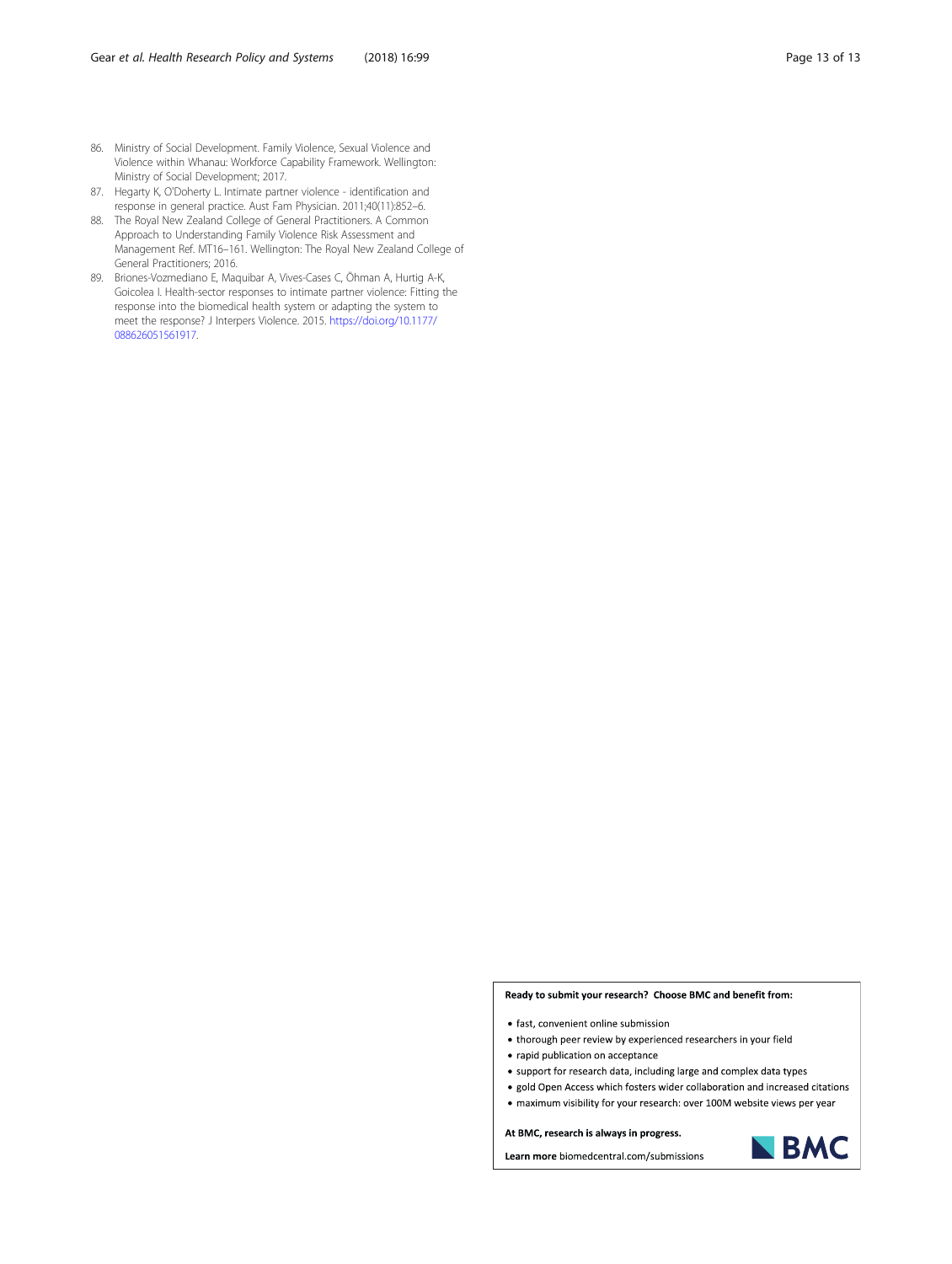86. Ministry of Social Development. Family Violence, Sexual Violence and Violence within Whanau: Workforce Capability Framework. Wellington: Ministry of Social Development; 2017.
87. Hegarty K, O'Doherty L. Intimate partner violence - identification and response in general practice. Aust Fam Physician. 2011;40(11):852–6.
88. The Royal New Zealand College of General Practitioners. A Common Approach to Understanding Family Violence Risk Assessment and Management Ref. MT16–161. Wellington: The Royal New Zealand College of General Practitioners; 2016.
89. Briones-Vozmediano E, Maquibar A, Vives-Cases C, Öhman A, Hurtig A-K, Goicolea I. Health-sector responses to intimate partner violence: Fitting the response into the biomedical health system or adapting the system to meet the response? J Interpers Violence. 2015. https://doi.org/10.1177/088626051561917.

**Ready to submit your research? Choose BMC and benefit from:**

- fast, convenient online submission
- thorough peer review by experienced researchers in your field
- rapid publication on acceptance
- support for research data, including large and complex data types
- gold Open Access which fosters wider collaboration and increased citations
- maximum visibility for your research: over 100M website views per year

**At BMC, research is always in progress.**

**Learn more** biomedcentral.com/submissions

BMC